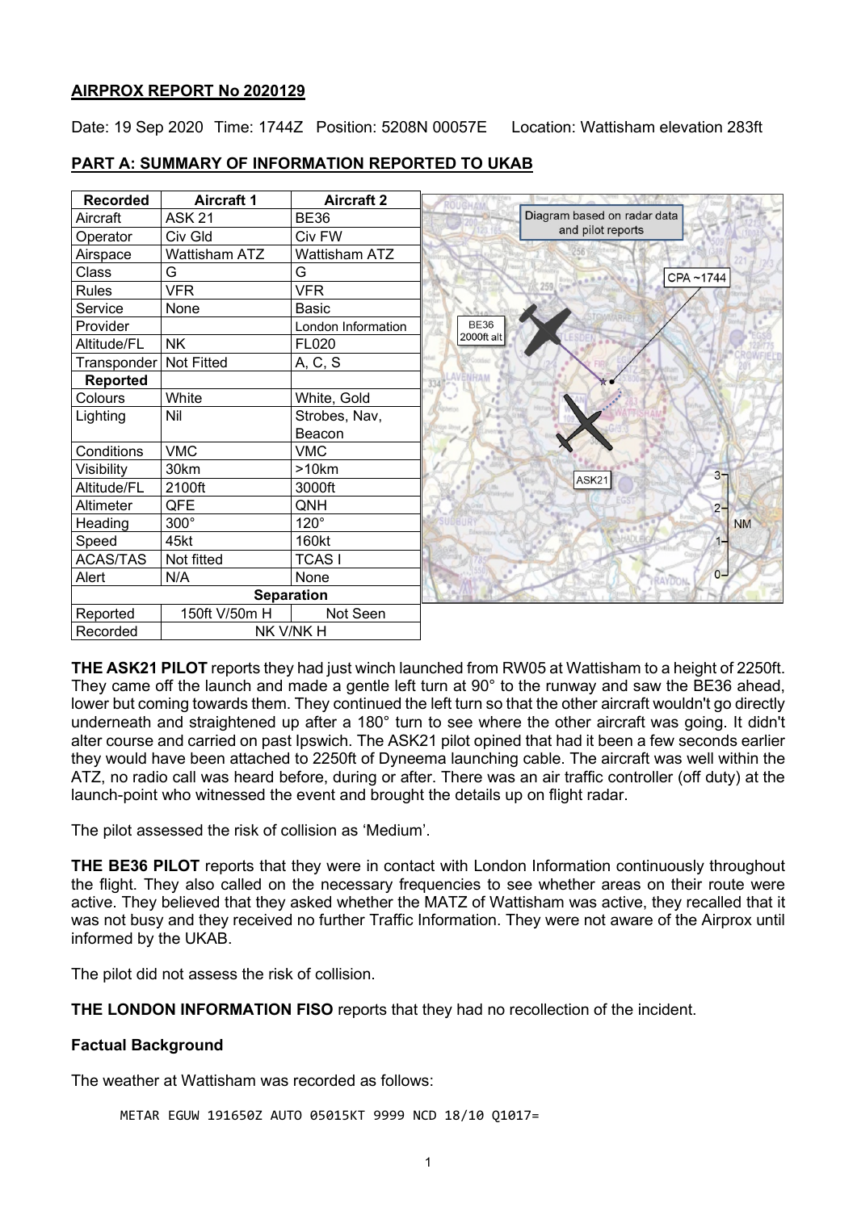**AIRPROX REPORT No 2020129**

Date: 19 Sep 2020 Time: 1744Z Position: 5208N 00057E Location: Wattisham elevation 283ft

**PART A: SUMMARY OF INFORMATION REPORTED TO UKAB**

| Recorded | Aircraft 1 | Aircraft 2 |
|---|---|---|
| Aircraft | ASK 21 | BE36 |
| Operator | Civ Gld | Civ FW |
| Airspace | Wattisham ATZ | Wattisham ATZ |
| Class | G | G |
| Rules | VFR | VFR |
| Service | None | Basic |
| Provider | | London Information |
| Altitude/FL | NK | FL020 |
| Transponder | Not Fitted | A, C, S |
| **Reported** | | |
| Colours | White | White, Gold |
| Lighting | Nil | Strobes, Nav, Beacon |
| Conditions | VMC | VMC |
| Visibility | 30km | >10km |
| Altitude/FL | 2100ft | 3000ft |
| Altimeter | QFE | QNH |
| Heading | 300° | 120° |
| Speed | 45kt | 160kt |
| ACAS/TAS | Not fitted | TCAS I |
| Alert | N/A | None |
| **Separation** | | |
| Reported | 150ft V/50m H | Not Seen |
| Recorded | NK V/NK H | |

Diagram based on radar data and pilot reports

BE36
2000ft alt

CPA ~1744

ASK21

3
2
1
0
NM

**THE ASK21 PILOT** reports they had just winch launched from RW05 at Wattisham to a height of 2250ft. They came off the launch and made a gentle left turn at 90° to the runway and saw the BE36 ahead, lower but coming towards them. They continued the left turn so that the other aircraft wouldn't go directly underneath and straightened up after a 180° turn to see where the other aircraft was going. It didn't alter course and carried on past Ipswich. The ASK21 pilot opined that had it been a few seconds earlier they would have been attached to 2250ft of Dyneema launching cable. The aircraft was well within the ATZ, no radio call was heard before, during or after. There was an air traffic controller (off duty) at the launch-point who witnessed the event and brought the details up on flight radar.

The pilot assessed the risk of collision as 'Medium'.

**THE BE36 PILOT** reports that they were in contact with London Information continuously throughout the flight. They also called on the necessary frequencies to see whether areas on their route were active. They believed that they asked whether the MATZ of Wattisham was active, they recalled that it was not busy and they received no further Traffic Information. They were not aware of the Airprox until informed by the UKAB.

The pilot did not assess the risk of collision.

**THE LONDON INFORMATION FISO** reports that they had no recollection of the incident.

**Factual Background**

The weather at Wattisham was recorded as follows:

```
METAR EGUW 191650Z AUTO 05015KT 9999 NCD 18/10 Q1017=
```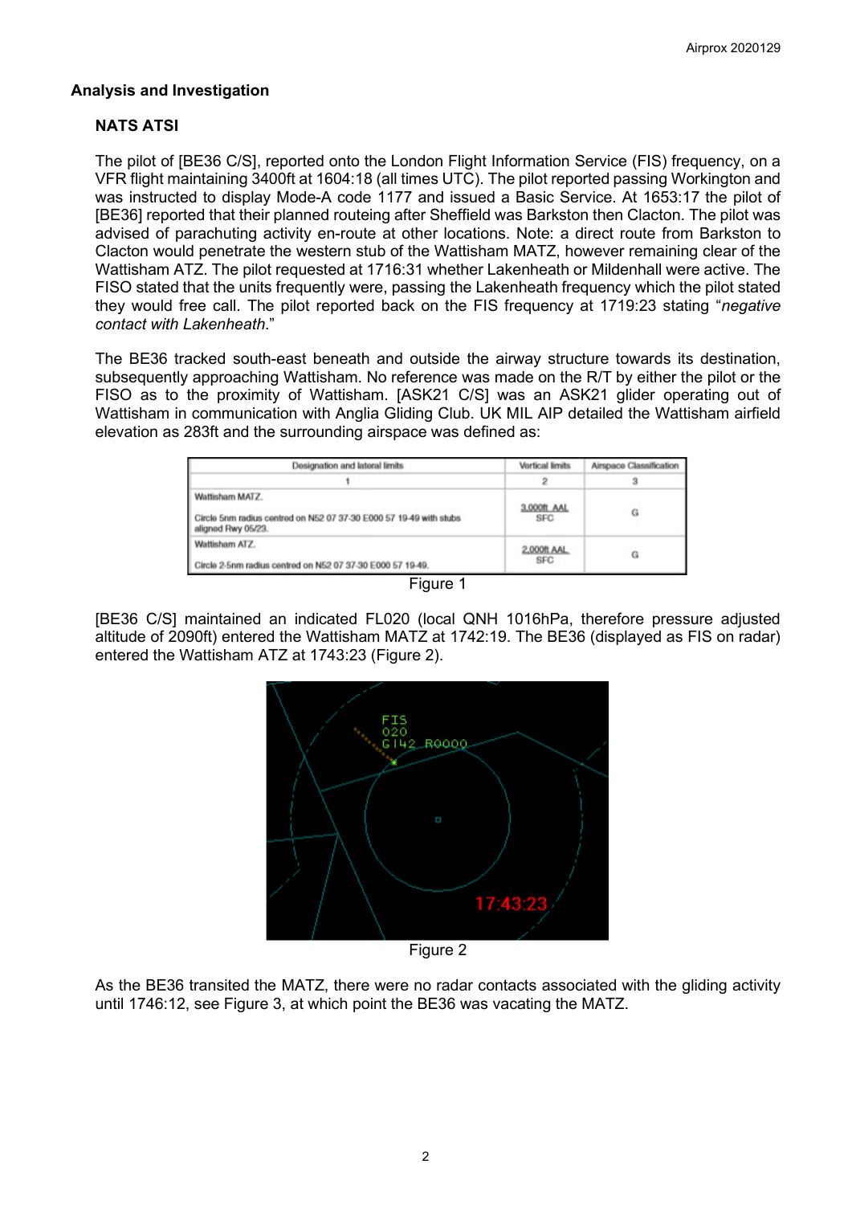## Analysis and Investigation

### NATS ATSI

The pilot of [BE36 C/S], reported onto the London Flight Information Service (FIS) frequency, on a VFR flight maintaining 3400ft at 1604:18 (all times UTC). The pilot reported passing Workington and was instructed to display Mode-A code 1177 and issued a Basic Service. At 1653:17 the pilot of [BE36] reported that their planned routeing after Sheffield was Barkston then Clacton. The pilot was advised of parachuting activity en-route at other locations. Note: a direct route from Barkston to Clacton would penetrate the western stub of the Wattisham MATZ, however remaining clear of the Wattisham ATZ. The pilot requested at 1716:31 whether Lakenheath or Mildenhall were active. The FISO stated that the units frequently were, passing the Lakenheath frequency which the pilot stated they would free call. The pilot reported back on the FIS frequency at 1719:23 stating "*negative contact with Lakenheath*."

The BE36 tracked south-east beneath and outside the airway structure towards its destination, subsequently approaching Wattisham. No reference was made on the R/T by either the pilot or the FISO as to the proximity of Wattisham. [ASK21 C/S] was an ASK21 glider operating out of Wattisham in communication with Anglia Gliding Club. UK MIL AIP detailed the Wattisham airfield elevation as 283ft and the surrounding airspace was defined as:

| Designation and lateral limits | Vertical limits | Airspace Classification |
|---|---|---|
| 1 | 2 | 3 |
| Wattisham MATZ.<br><br>Circle 5nm radius centred on N52 07 37-30 E000 57 19-49 with stubs aligned Rwy 05/23. | 3,000ft AAL<br>SFC | G |
| Wattisham ATZ.<br><br>Circle 2-5nm radius centred on N52 07 37-30 E000 57 19-49. | 2,000ft AAL<br>SFC | G |

Figure 1

[BE36 C/S] maintained an indicated FL020 (local QNH 1016hPa, therefore pressure adjusted altitude of 2090ft) entered the Wattisham MATZ at 1742:19. The BE36 (displayed as FIS on radar) entered the Wattisham ATZ at 1743:23 (Figure 2).

FIS
020
G142 R0000
17:43:23

Figure 2

As the BE36 transited the MATZ, there were no radar contacts associated with the gliding activity until 1746:12, see Figure 3, at which point the BE36 was vacating the MATZ.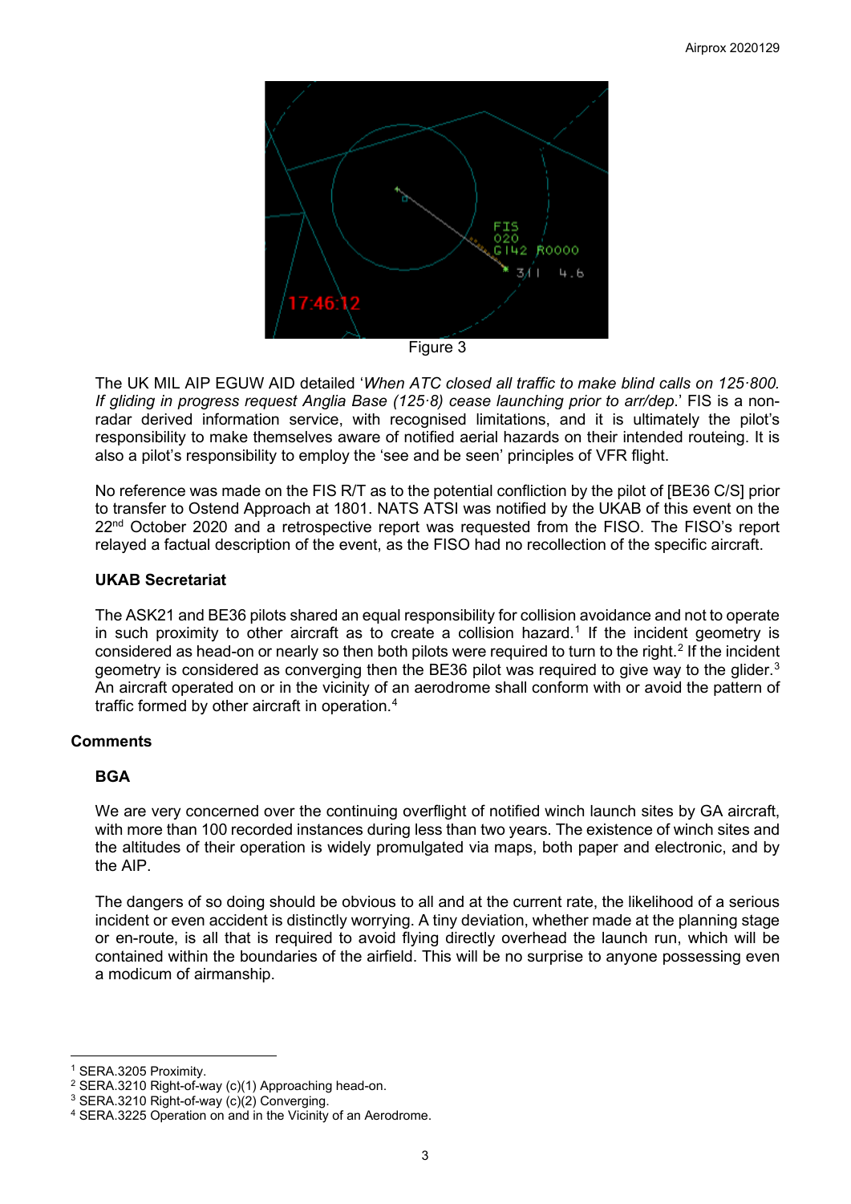FIS
020
G142 R0000
311 4.6
17:46:12

Figure 3

The UK MIL AIP EGUW AID detailed '*When ATC closed all traffic to make blind calls on 125·800. If gliding in progress request Anglia Base (125·8) cease launching prior to arr/dep.*' FIS is a non-radar derived information service, with recognised limitations, and it is ultimately the pilot's responsibility to make themselves aware of notified aerial hazards on their intended routeing. It is also a pilot's responsibility to employ the 'see and be seen' principles of VFR flight.

No reference was made on the FIS R/T as to the potential confliction by the pilot of [BE36 C/S] prior to transfer to Ostend Approach at 1801. NATS ATSI was notified by the UKAB of this event on the 22nd October 2020 and a retrospective report was requested from the FISO. The FISO's report relayed a factual description of the event, as the FISO had no recollection of the specific aircraft.

### UKAB Secretariat

The ASK21 and BE36 pilots shared an equal responsibility for collision avoidance and not to operate in such proximity to other aircraft as to create a collision hazard.[1] If the incident geometry is considered as head-on or nearly so then both pilots were required to turn to the right.[2] If the incident geometry is considered as converging then the BE36 pilot was required to give way to the glider.[3] An aircraft operated on or in the vicinity of an aerodrome shall conform with or avoid the pattern of traffic formed by other aircraft in operation.[4]

## Comments

### BGA

We are very concerned over the continuing overflight of notified winch launch sites by GA aircraft, with more than 100 recorded instances during less than two years. The existence of winch sites and the altitudes of their operation is widely promulgated via maps, both paper and electronic, and by the AIP.

The dangers of so doing should be obvious to all and at the current rate, the likelihood of a serious incident or even accident is distinctly worrying. A tiny deviation, whether made at the planning stage or en-route, is all that is required to avoid flying directly overhead the launch run, which will be contained within the boundaries of the airfield. This will be no surprise to anyone possessing even a modicum of airmanship.

---

[1] SERA.3205 Proximity.
[2] SERA.3210 Right-of-way (c)(1) Approaching head-on.
[3] SERA.3210 Right-of-way (c)(2) Converging.
[4] SERA.3225 Operation on and in the Vicinity of an Aerodrome.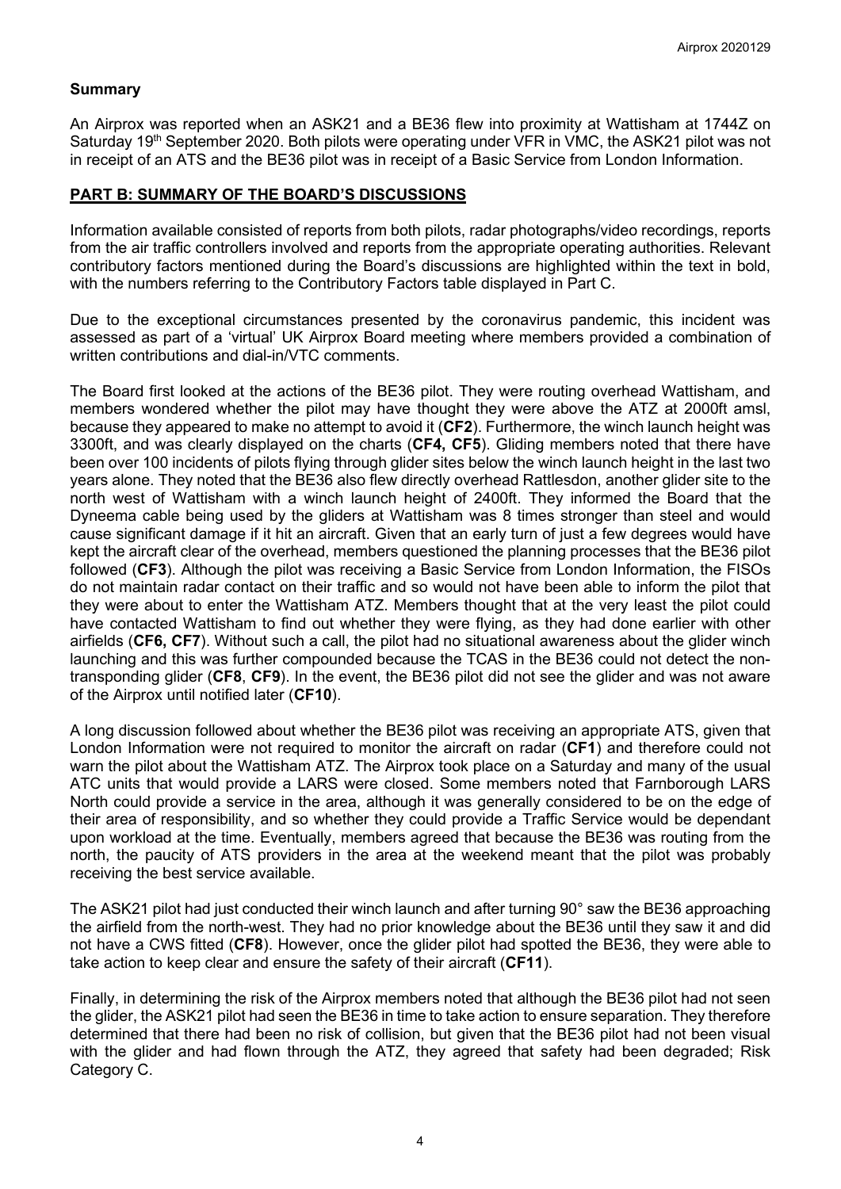## Summary

An Airprox was reported when an ASK21 and a BE36 flew into proximity at Wattisham at 1744Z on Saturday 19th September 2020. Both pilots were operating under VFR in VMC, the ASK21 pilot was not in receipt of an ATS and the BE36 pilot was in receipt of a Basic Service from London Information.

## PART B: SUMMARY OF THE BOARD'S DISCUSSIONS

Information available consisted of reports from both pilots, radar photographs/video recordings, reports from the air traffic controllers involved and reports from the appropriate operating authorities. Relevant contributory factors mentioned during the Board's discussions are highlighted within the text in bold, with the numbers referring to the Contributory Factors table displayed in Part C.

Due to the exceptional circumstances presented by the coronavirus pandemic, this incident was assessed as part of a 'virtual' UK Airprox Board meeting where members provided a combination of written contributions and dial-in/VTC comments.

The Board first looked at the actions of the BE36 pilot. They were routing overhead Wattisham, and members wondered whether the pilot may have thought they were above the ATZ at 2000ft amsl, because they appeared to make no attempt to avoid it (**CF2**). Furthermore, the winch launch height was 3300ft, and was clearly displayed on the charts (**CF4, CF5**). Gliding members noted that there have been over 100 incidents of pilots flying through glider sites below the winch launch height in the last two years alone. They noted that the BE36 also flew directly overhead Rattlesdon, another glider site to the north west of Wattisham with a winch launch height of 2400ft. They informed the Board that the Dyneema cable being used by the gliders at Wattisham was 8 times stronger than steel and would cause significant damage if it hit an aircraft. Given that an early turn of just a few degrees would have kept the aircraft clear of the overhead, members questioned the planning processes that the BE36 pilot followed (**CF3**). Although the pilot was receiving a Basic Service from London Information, the FISOs do not maintain radar contact on their traffic and so would not have been able to inform the pilot that they were about to enter the Wattisham ATZ. Members thought that at the very least the pilot could have contacted Wattisham to find out whether they were flying, as they had done earlier with other airfields (**CF6, CF7**). Without such a call, the pilot had no situational awareness about the glider winch launching and this was further compounded because the TCAS in the BE36 could not detect the non-transponding glider (**CF8**, **CF9**). In the event, the BE36 pilot did not see the glider and was not aware of the Airprox until notified later (**CF10**).

A long discussion followed about whether the BE36 pilot was receiving an appropriate ATS, given that London Information were not required to monitor the aircraft on radar (**CF1**) and therefore could not warn the pilot about the Wattisham ATZ. The Airprox took place on a Saturday and many of the usual ATC units that would provide a LARS were closed. Some members noted that Farnborough LARS North could provide a service in the area, although it was generally considered to be on the edge of their area of responsibility, and so whether they could provide a Traffic Service would be dependant upon workload at the time. Eventually, members agreed that because the BE36 was routing from the north, the paucity of ATS providers in the area at the weekend meant that the pilot was probably receiving the best service available.

The ASK21 pilot had just conducted their winch launch and after turning 90° saw the BE36 approaching the airfield from the north-west. They had no prior knowledge about the BE36 until they saw it and did not have a CWS fitted (**CF8**). However, once the glider pilot had spotted the BE36, they were able to take action to keep clear and ensure the safety of their aircraft (**CF11**).

Finally, in determining the risk of the Airprox members noted that although the BE36 pilot had not seen the glider, the ASK21 pilot had seen the BE36 in time to take action to ensure separation. They therefore determined that there had been no risk of collision, but given that the BE36 pilot had not been visual with the glider and had flown through the ATZ, they agreed that safety had been degraded; Risk Category C.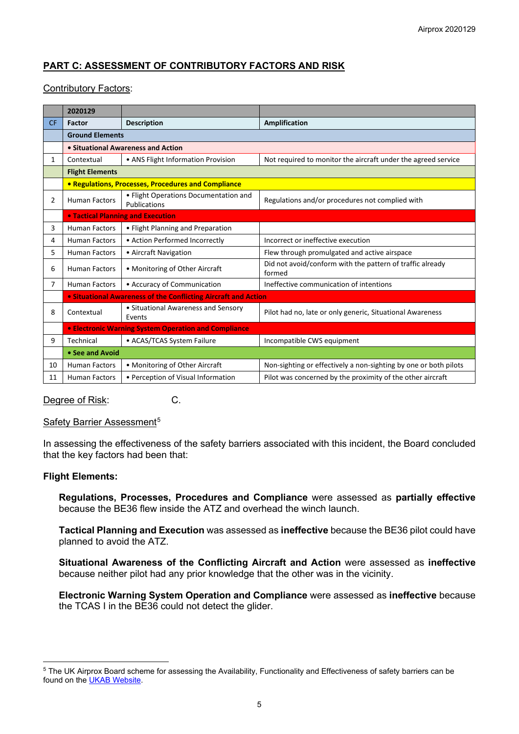## PART C: ASSESSMENT OF CONTRIBUTORY FACTORS AND RISK

Contributory Factors:

| | 2020129 | | |
|---|---|---|---|
| CF | Factor | Description | Amplification |
| | **Ground Elements** | | |
| | • Situational Awareness and Action | | |
| 1 | Contextual | • ANS Flight Information Provision | Not required to monitor the aircraft under the agreed service |
| | **Flight Elements** | | |
| | • Regulations, Processes, Procedures and Compliance | | |
| 2 | Human Factors | • Flight Operations Documentation and Publications | Regulations and/or procedures not complied with |
| | • Tactical Planning and Execution | | |
| 3 | Human Factors | • Flight Planning and Preparation | |
| 4 | Human Factors | • Action Performed Incorrectly | Incorrect or ineffective execution |
| 5 | Human Factors | • Aircraft Navigation | Flew through promulgated and active airspace |
| 6 | Human Factors | • Monitoring of Other Aircraft | Did not avoid/conform with the pattern of traffic already formed |
| 7 | Human Factors | • Accuracy of Communication | Ineffective communication of intentions |
| | • Situational Awareness of the Conflicting Aircraft and Action | | |
| 8 | Contextual | • Situational Awareness and Sensory Events | Pilot had no, late or only generic, Situational Awareness |
| | • Electronic Warning System Operation and Compliance | | |
| 9 | Technical | • ACAS/TCAS System Failure | Incompatible CWS equipment |
| | • See and Avoid | | |
| 10 | Human Factors | • Monitoring of Other Aircraft | Non-sighting or effectively a non-sighting by one or both pilots |
| 11 | Human Factors | • Perception of Visual Information | Pilot was concerned by the proximity of the other aircraft |

Degree of Risk: C.

Safety Barrier Assessment[5]

In assessing the effectiveness of the safety barriers associated with this incident, the Board concluded that the key factors had been that:

**Flight Elements:**

**Regulations, Processes, Procedures and Compliance** were assessed as **partially effective** because the BE36 flew inside the ATZ and overhead the winch launch.

**Tactical Planning and Execution** was assessed as **ineffective** because the BE36 pilot could have planned to avoid the ATZ.

**Situational Awareness of the Conflicting Aircraft and Action** were assessed as **ineffective** because neither pilot had any prior knowledge that the other was in the vicinity.

**Electronic Warning System Operation and Compliance** were assessed as **ineffective** because the TCAS I in the BE36 could not detect the glider.

---

[5] The UK Airprox Board scheme for assessing the Availability, Functionality and Effectiveness of safety barriers can be found on the UKAB Website.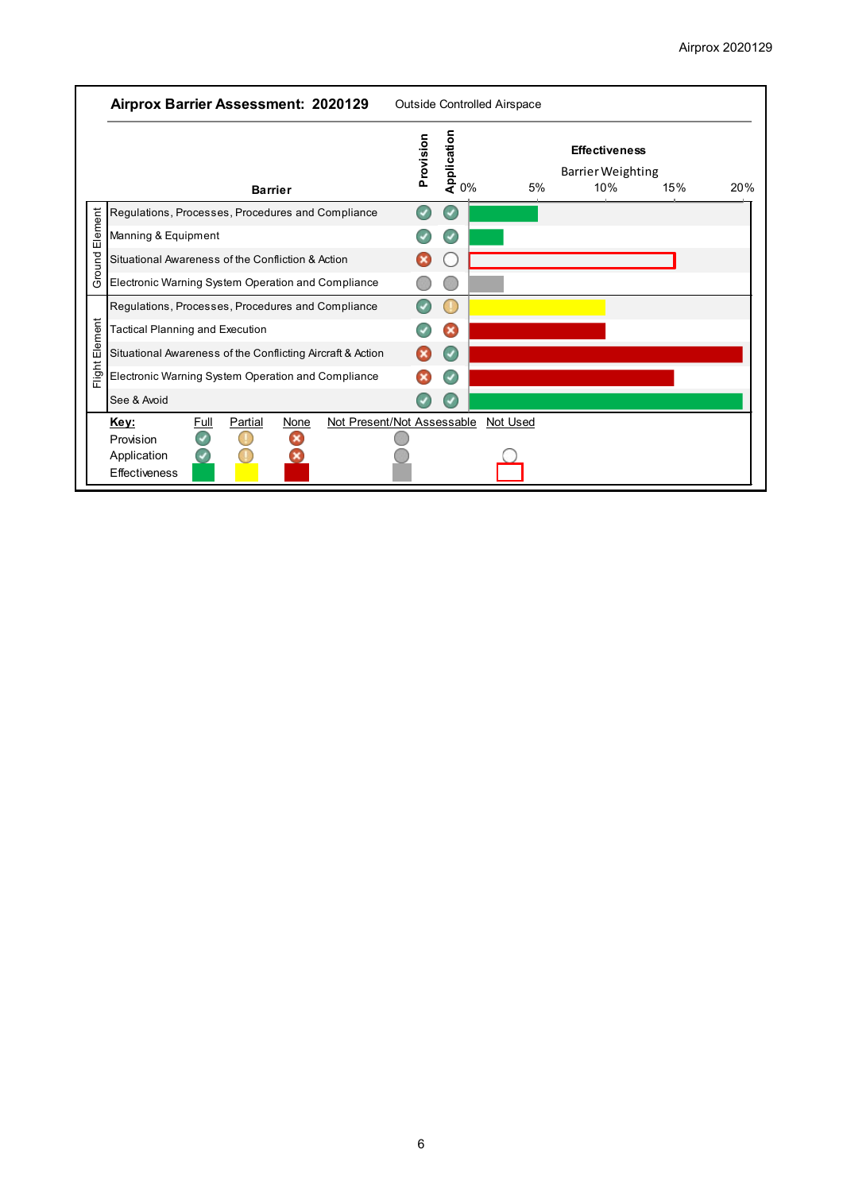**Airprox Barrier Assessment: 2020129** Outside Controlled Airspace

Barrier

Provision

Application

Effectiveness

Barrier Weighting

0% 5% 10% 15% 20%

Ground Element

Regulations, Processes, Procedures and Compliance

Manning & Equipment

Situational Awareness of the Confliction & Action

Electronic Warning System Operation and Compliance

Flight Element

Regulations, Processes, Procedures and Compliance

Tactical Planning and Execution

Situational Awareness of the Conflicting Aircraft & Action

Electronic Warning System Operation and Compliance

See & Avoid

**Key:** Full Partial None Not Present/Not Assessable Not Used

Provision

Application

Effectiveness